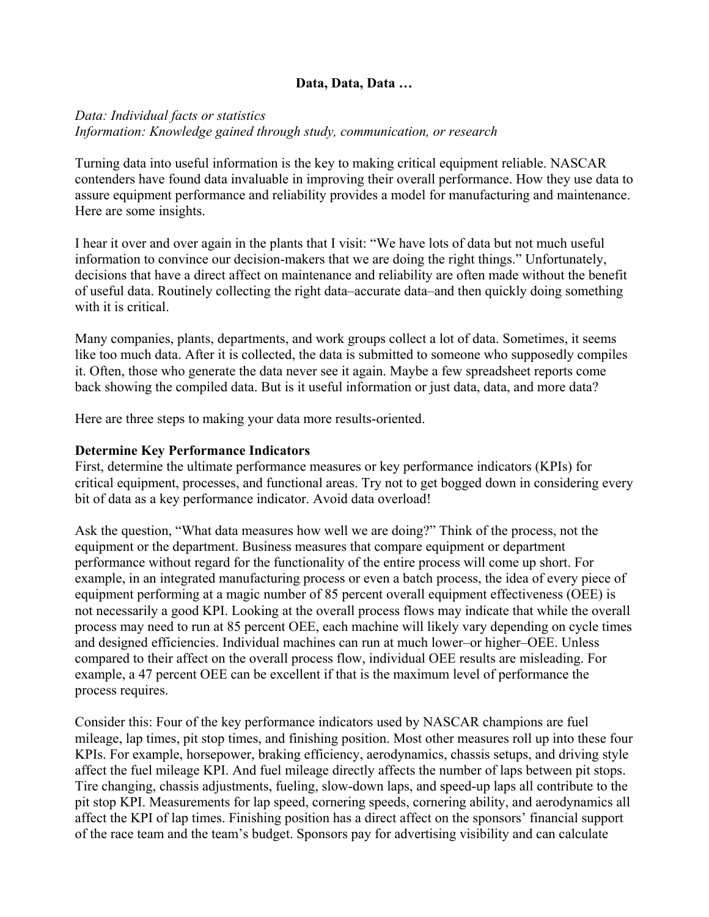**Data, Data, Data …**

*Data: Individual facts or statistics*
*Information: Knowledge gained through study, communication, or research*

Turning data into useful information is the key to making critical equipment reliable. NASCAR contenders have found data invaluable in improving their overall performance. How they use data to assure equipment performance and reliability provides a model for manufacturing and maintenance. Here are some insights.

I hear it over and over again in the plants that I visit: "We have lots of data but not much useful information to convince our decision-makers that we are doing the right things." Unfortunately, decisions that have a direct affect on maintenance and reliability are often made without the benefit of useful data. Routinely collecting the right data–accurate data–and then quickly doing something with it is critical.

Many companies, plants, departments, and work groups collect a lot of data. Sometimes, it seems like too much data. After it is collected, the data is submitted to someone who supposedly compiles it. Often, those who generate the data never see it again. Maybe a few spreadsheet reports come back showing the compiled data. But is it useful information or just data, data, and more data?

Here are three steps to making your data more results-oriented.

**Determine Key Performance Indicators**

First, determine the ultimate performance measures or key performance indicators (KPIs) for critical equipment, processes, and functional areas. Try not to get bogged down in considering every bit of data as a key performance indicator. Avoid data overload!

Ask the question, "What data measures how well we are doing?" Think of the process, not the equipment or the department. Business measures that compare equipment or department performance without regard for the functionality of the entire process will come up short. For example, in an integrated manufacturing process or even a batch process, the idea of every piece of equipment performing at a magic number of 85 percent overall equipment effectiveness (OEE) is not necessarily a good KPI. Looking at the overall process flows may indicate that while the overall process may need to run at 85 percent OEE, each machine will likely vary depending on cycle times and designed efficiencies. Individual machines can run at much lower–or higher–OEE. Unless compared to their affect on the overall process flow, individual OEE results are misleading. For example, a 47 percent OEE can be excellent if that is the maximum level of performance the process requires.

Consider this: Four of the key performance indicators used by NASCAR champions are fuel mileage, lap times, pit stop times, and finishing position. Most other measures roll up into these four KPIs. For example, horsepower, braking efficiency, aerodynamics, chassis setups, and driving style affect the fuel mileage KPI. And fuel mileage directly affects the number of laps between pit stops. Tire changing, chassis adjustments, fueling, slow-down laps, and speed-up laps all contribute to the pit stop KPI. Measurements for lap speed, cornering speeds, cornering ability, and aerodynamics all affect the KPI of lap times. Finishing position has a direct affect on the sponsors' financial support of the race team and the team's budget. Sponsors pay for advertising visibility and can calculate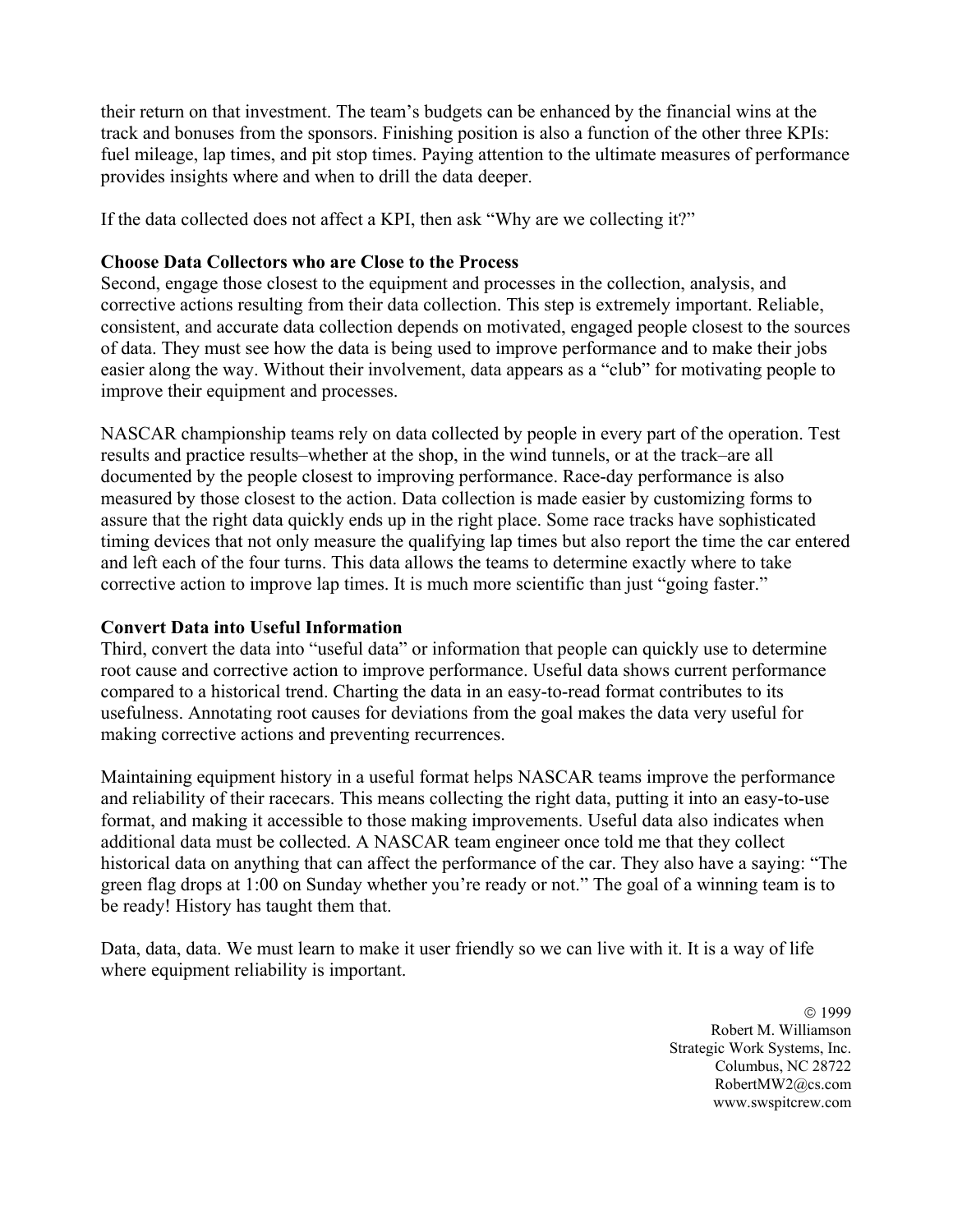their return on that investment. The team's budgets can be enhanced by the financial wins at the track and bonuses from the sponsors. Finishing position is also a function of the other three KPIs: fuel mileage, lap times, and pit stop times. Paying attention to the ultimate measures of performance provides insights where and when to drill the data deeper.

If the data collected does not affect a KPI, then ask "Why are we collecting it?"

**Choose Data Collectors who are Close to the Process**

Second, engage those closest to the equipment and processes in the collection, analysis, and corrective actions resulting from their data collection. This step is extremely important. Reliable, consistent, and accurate data collection depends on motivated, engaged people closest to the sources of data. They must see how the data is being used to improve performance and to make their jobs easier along the way. Without their involvement, data appears as a "club" for motivating people to improve their equipment and processes.

NASCAR championship teams rely on data collected by people in every part of the operation. Test results and practice results–whether at the shop, in the wind tunnels, or at the track–are all documented by the people closest to improving performance. Race-day performance is also measured by those closest to the action. Data collection is made easier by customizing forms to assure that the right data quickly ends up in the right place. Some race tracks have sophisticated timing devices that not only measure the qualifying lap times but also report the time the car entered and left each of the four turns. This data allows the teams to determine exactly where to take corrective action to improve lap times. It is much more scientific than just "going faster."

**Convert Data into Useful Information**

Third, convert the data into "useful data" or information that people can quickly use to determine root cause and corrective action to improve performance. Useful data shows current performance compared to a historical trend. Charting the data in an easy-to-read format contributes to its usefulness. Annotating root causes for deviations from the goal makes the data very useful for making corrective actions and preventing recurrences.

Maintaining equipment history in a useful format helps NASCAR teams improve the performance and reliability of their racecars. This means collecting the right data, putting it into an easy-to-use format, and making it accessible to those making improvements. Useful data also indicates when additional data must be collected. A NASCAR team engineer once told me that they collect historical data on anything that can affect the performance of the car. They also have a saying: "The green flag drops at 1:00 on Sunday whether you're ready or not." The goal of a winning team is to be ready! History has taught them that.

Data, data, data. We must learn to make it user friendly so we can live with it. It is a way of life where equipment reliability is important.

© 1999
Robert M. Williamson
Strategic Work Systems, Inc.
Columbus, NC 28722
RobertMW2@cs.com
www.swspitcrew.com